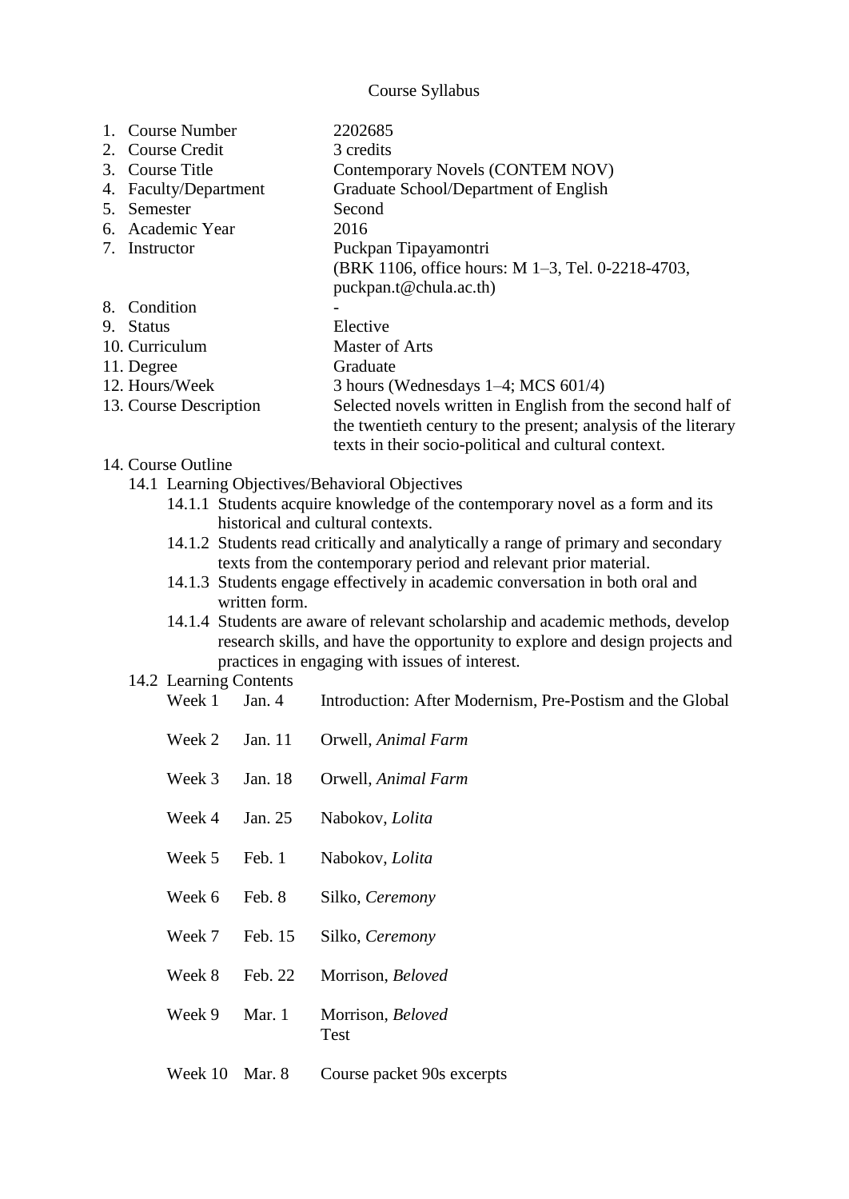# Course Syllabus

1. Course Number — 2202685
2. Course Credit — 3 credits
3. Course Title — Contemporary Novels (CONTEM NOV)
4. Faculty/Department — Graduate School/Department of English
5. Semester — Second
6. Academic Year — 2016
7. Instructor — Puckpan Tipayamontri (BRK 1106, office hours: M 1–3, Tel. 0-2218-4703, puckpan.t@chula.ac.th)
8. Condition — -
9. Status — Elective
10. Curriculum — Master of Arts
11. Degree — Graduate
12. Hours/Week — 3 hours (Wednesdays 1–4; MCS 601/4)
13. Course Description — Selected novels written in English from the second half of the twentieth century to the present; analysis of the literary texts in their socio-political and cultural context.
14. Course Outline
    - 14.1 Learning Objectives/Behavioral Objectives
        - 14.1.1 Students acquire knowledge of the contemporary novel as a form and its historical and cultural contexts.
        - 14.1.2 Students read critically and analytically a range of primary and secondary texts from the contemporary period and relevant prior material.
        - 14.1.3 Students engage effectively in academic conversation in both oral and written form.
        - 14.1.4 Students are aware of relevant scholarship and academic methods, develop research skills, and have the opportunity to explore and design projects and practices in engaging with issues of interest.
    - 14.2 Learning Contents

| Week | Date | Content |
|---|---|---|
| Week 1 | Jan. 4 | Introduction: After Modernism, Pre-Postism and the Global |
| Week 2 | Jan. 11 | Orwell, *Animal Farm* |
| Week 3 | Jan. 18 | Orwell, *Animal Farm* |
| Week 4 | Jan. 25 | Nabokov, *Lolita* |
| Week 5 | Feb. 1 | Nabokov, *Lolita* |
| Week 6 | Feb. 8 | Silko, *Ceremony* |
| Week 7 | Feb. 15 | Silko, *Ceremony* |
| Week 8 | Feb. 22 | Morrison, *Beloved* |
| Week 9 | Mar. 1 | Morrison, *Beloved*<br>Test |
| Week 10 | Mar. 8 | Course packet 90s excerpts |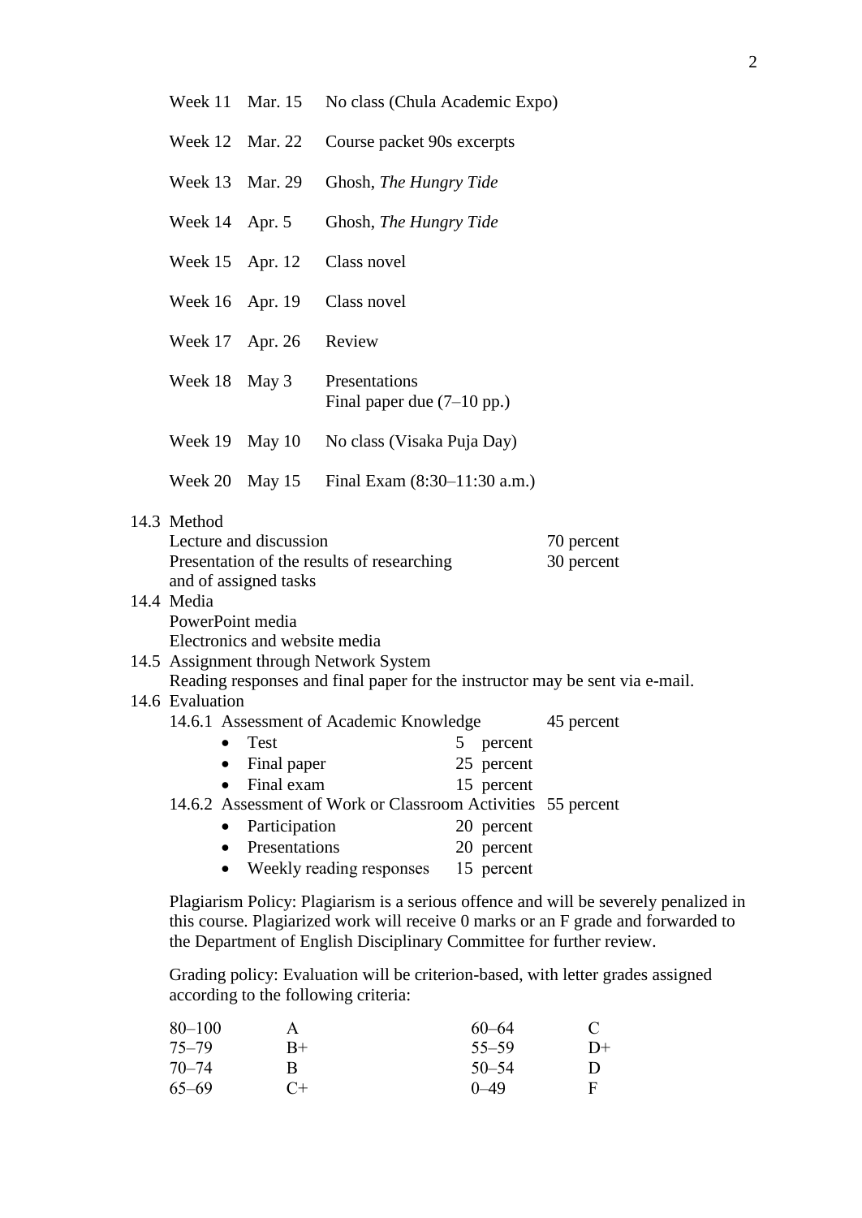| Week | Date | Topic |
|---|---|---|
| Week 11 | Mar. 15 | No class (Chula Academic Expo) |
| Week 12 | Mar. 22 | Course packet 90s excerpts |
| Week 13 | Mar. 29 | Ghosh, *The Hungry Tide* |
| Week 14 | Apr. 5 | Ghosh, *The Hungry Tide* |
| Week 15 | Apr. 12 | Class novel |
| Week 16 | Apr. 19 | Class novel |
| Week 17 | Apr. 26 | Review |
| Week 18 | May 3 | Presentations<br>Final paper due (7–10 pp.) |
| Week 19 | May 10 | No class (Visaka Puja Day) |
| Week 20 | May 15 | Final Exam (8:30–11:30 a.m.) |

14.3 Method

| | |
|---|---|
| Lecture and discussion | 70 percent |
| Presentation of the results of researching and of assigned tasks | 30 percent |

14.4 Media

PowerPoint media

Electronics and website media

14.5 Assignment through Network System

Reading responses and final paper for the instructor may be sent via e-mail.

14.6 Evaluation

14.6.1 Assessment of Academic Knowledge — 45 percent

- Test — 5 percent
- Final paper — 25 percent
- Final exam — 15 percent

14.6.2 Assessment of Work or Classroom Activities — 55 percent

- Participation — 20 percent
- Presentations — 20 percent
- Weekly reading responses — 15 percent

Plagiarism Policy: Plagiarism is a serious offence and will be severely penalized in this course. Plagiarized work will receive 0 marks or an F grade and forwarded to the Department of English Disciplinary Committee for further review.

Grading policy: Evaluation will be criterion-based, with letter grades assigned according to the following criteria:

| Score | Grade | Score | Grade |
|---|---|---|---|
| 80–100 | A | 60–64 | C |
| 75–79 | B+ | 55–59 | D+ |
| 70–74 | B | 50–54 | D |
| 65–69 | C+ | 0–49 | F |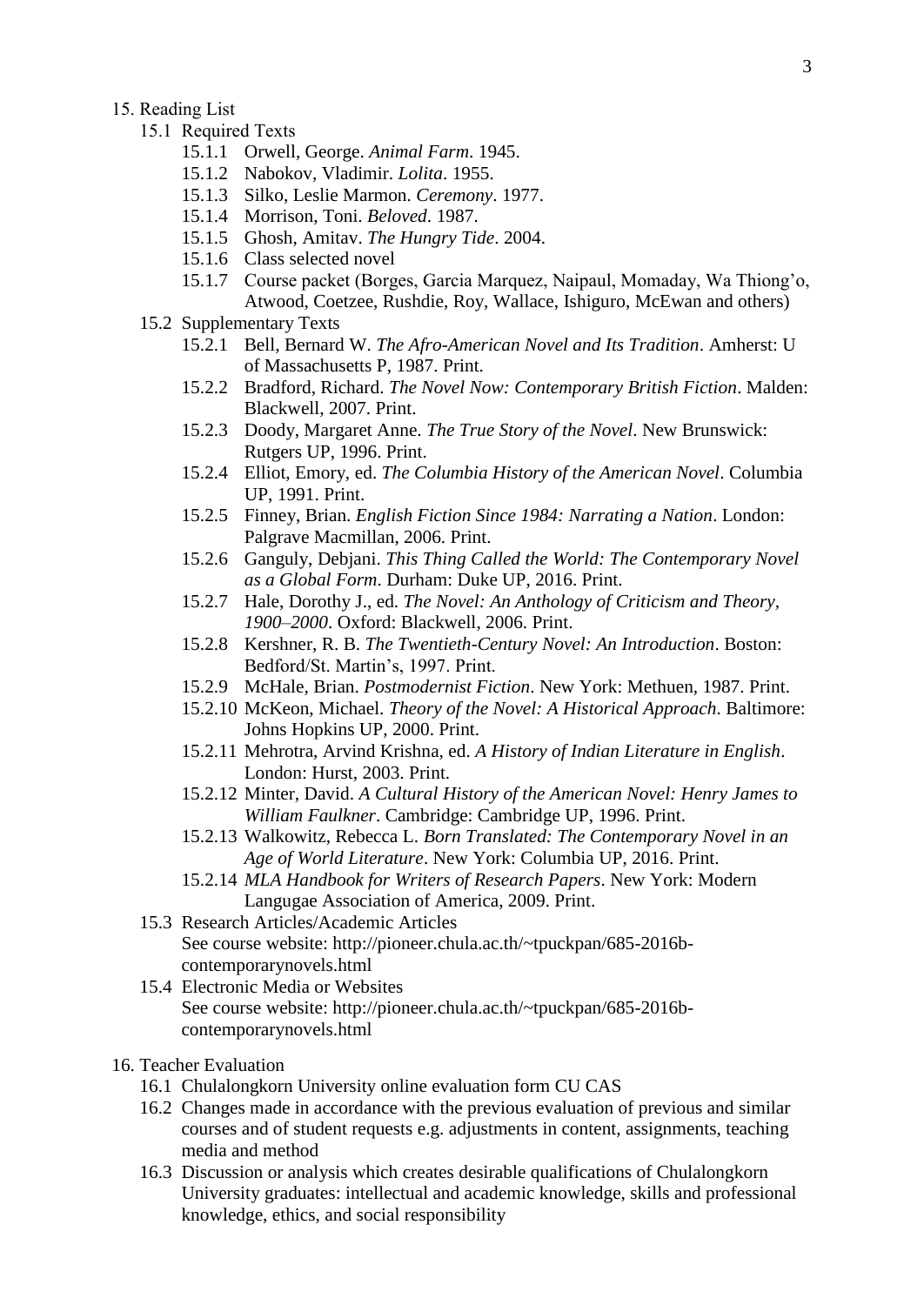15. Reading List
    - 15.1 Required Texts
        - 15.1.1 Orwell, George. *Animal Farm*. 1945.
        - 15.1.2 Nabokov, Vladimir. *Lolita*. 1955.
        - 15.1.3 Silko, Leslie Marmon. *Ceremony*. 1977.
        - 15.1.4 Morrison, Toni. *Beloved*. 1987.
        - 15.1.5 Ghosh, Amitav. *The Hungry Tide*. 2004.
        - 15.1.6 Class selected novel
        - 15.1.7 Course packet (Borges, Garcia Marquez, Naipaul, Momaday, Wa Thiong'o, Atwood, Coetzee, Rushdie, Roy, Wallace, Ishiguro, McEwan and others)
    - 15.2 Supplementary Texts
        - 15.2.1 Bell, Bernard W. *The Afro-American Novel and Its Tradition*. Amherst: U of Massachusetts P, 1987. Print.
        - 15.2.2 Bradford, Richard. *The Novel Now: Contemporary British Fiction*. Malden: Blackwell, 2007. Print.
        - 15.2.3 Doody, Margaret Anne. *The True Story of the Novel*. New Brunswick: Rutgers UP, 1996. Print.
        - 15.2.4 Elliot, Emory, ed. *The Columbia History of the American Novel*. Columbia UP, 1991. Print.
        - 15.2.5 Finney, Brian. *English Fiction Since 1984: Narrating a Nation*. London: Palgrave Macmillan, 2006. Print.
        - 15.2.6 Ganguly, Debjani. *This Thing Called the World: The Contemporary Novel as a Global Form*. Durham: Duke UP, 2016. Print.
        - 15.2.7 Hale, Dorothy J., ed. *The Novel: An Anthology of Criticism and Theory, 1900–2000*. Oxford: Blackwell, 2006. Print.
        - 15.2.8 Kershner, R. B. *The Twentieth-Century Novel: An Introduction*. Boston: Bedford/St. Martin's, 1997. Print.
        - 15.2.9 McHale, Brian. *Postmodernist Fiction*. New York: Methuen, 1987. Print.
        - 15.2.10 McKeon, Michael. *Theory of the Novel: A Historical Approach*. Baltimore: Johns Hopkins UP, 2000. Print.
        - 15.2.11 Mehrotra, Arvind Krishna, ed. *A History of Indian Literature in English*. London: Hurst, 2003. Print.
        - 15.2.12 Minter, David. *A Cultural History of the American Novel: Henry James to William Faulkner*. Cambridge: Cambridge UP, 1996. Print.
        - 15.2.13 Walkowitz, Rebecca L. *Born Translated: The Contemporary Novel in an Age of World Literature*. New York: Columbia UP, 2016. Print.
        - 15.2.14 *MLA Handbook for Writers of Research Papers*. New York: Modern Langugae Association of America, 2009. Print.
    - 15.3 Research Articles/Academic Articles  
      See course website: http://pioneer.chula.ac.th/~tpuckpan/685-2016b-contemporarynovels.html
    - 15.4 Electronic Media or Websites  
      See course website: http://pioneer.chula.ac.th/~tpuckpan/685-2016b-contemporarynovels.html

16. Teacher Evaluation
    - 16.1 Chulalongkorn University online evaluation form CU CAS
    - 16.2 Changes made in accordance with the previous evaluation of previous and similar courses and of student requests e.g. adjustments in content, assignments, teaching media and method
    - 16.3 Discussion or analysis which creates desirable qualifications of Chulalongkorn University graduates: intellectual and academic knowledge, skills and professional knowledge, ethics, and social responsibility